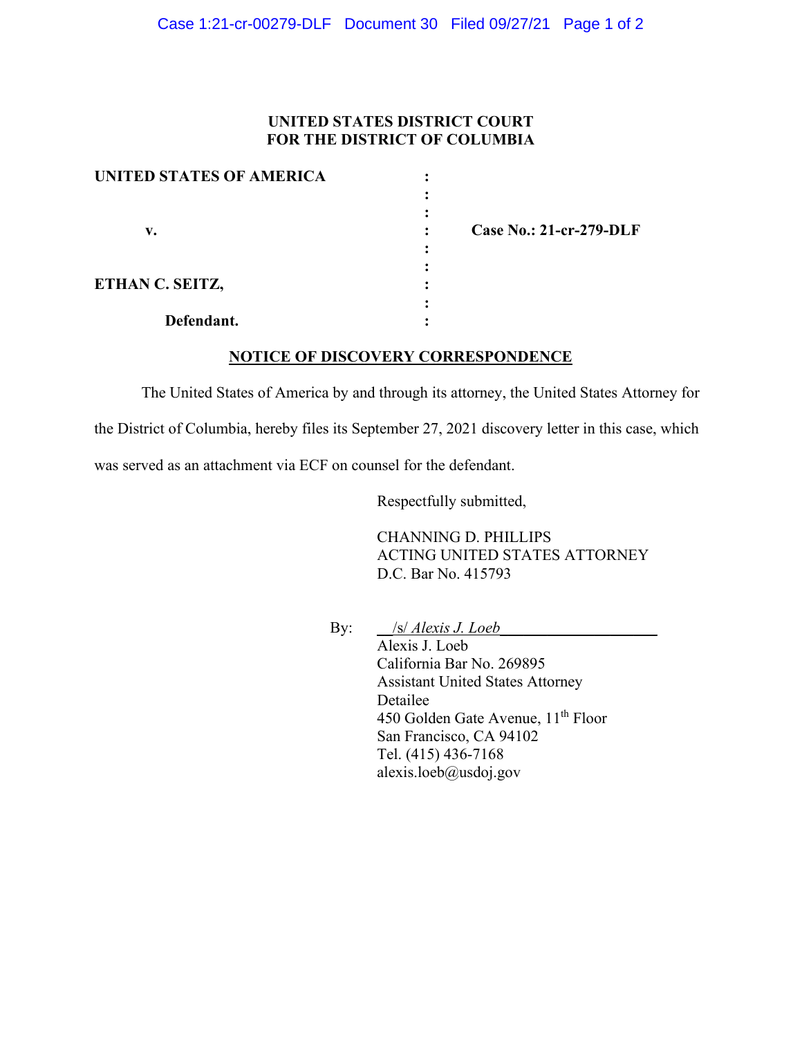**UNITED STATES DISTRICT COURT**
**FOR THE DISTRICT OF COLUMBIA**

| | | |
|---|---|---|
| **UNITED STATES OF AMERICA** | : | |
| | : | |
| **v.** | : | **Case No.: 21-cr-279-DLF** |
| | : | |
| **ETHAN C. SEITZ,** | : | |
| | : | |
| **Defendant.** | : | |

## NOTICE OF DISCOVERY CORRESPONDENCE

The United States of America by and through its attorney, the United States Attorney for the District of Columbia, hereby files its September 27, 2021 discovery letter in this case, which was served as an attachment via ECF on counsel for the defendant.

Respectfully submitted,

CHANNING D. PHILLIPS
ACTING UNITED STATES ATTORNEY
D.C. Bar No. 415793

By: /s/ *Alexis J. Loeb*
Alexis J. Loeb
California Bar No. 269895
Assistant United States Attorney
Detailee
450 Golden Gate Avenue, 11th Floor
San Francisco, CA 94102
Tel. (415) 436-7168
alexis.loeb@usdoj.gov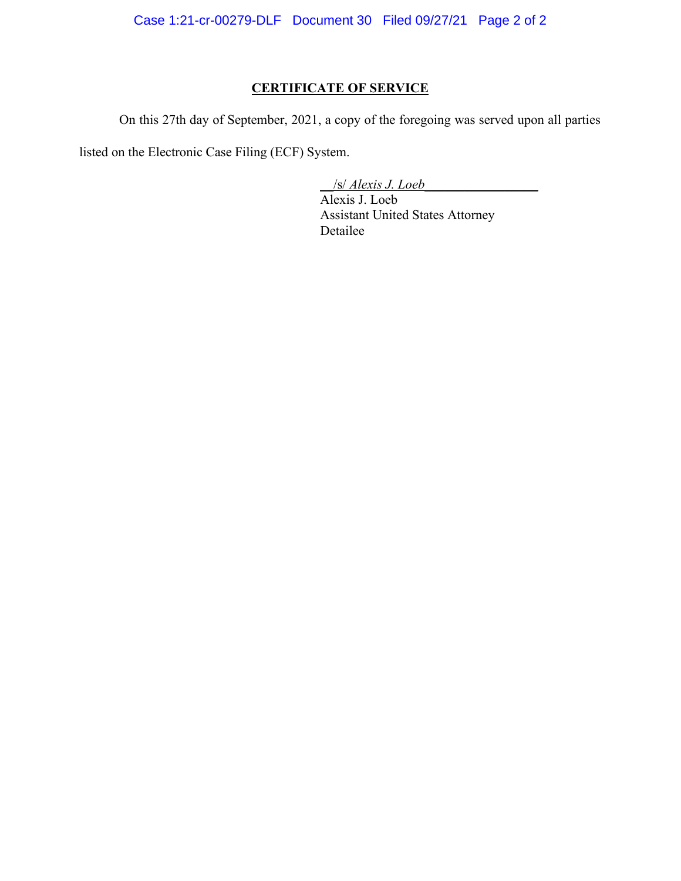## CERTIFICATE OF SERVICE

On this 27th day of September, 2021, a copy of the foregoing was served upon all parties listed on the Electronic Case Filing (ECF) System.

/s/ *Alexis J. Loeb*
Alexis J. Loeb
Assistant United States Attorney
Detailee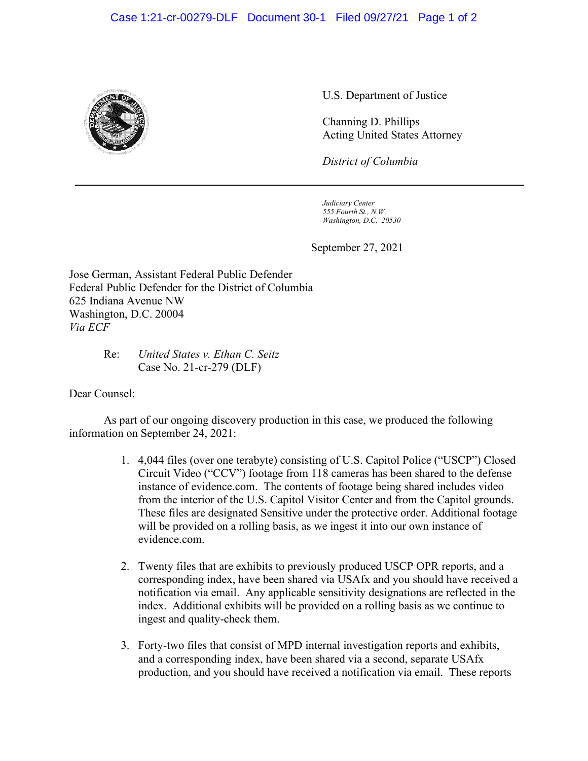U.S. Department of Justice

Channing D. Phillips
Acting United States Attorney

*District of Columbia*

---

*Judiciary Center*
*555 Fourth St., N.W.*
*Washington, D.C. 20530*

September 27, 2021

Jose German, Assistant Federal Public Defender
Federal Public Defender for the District of Columbia
625 Indiana Avenue NW
Washington, D.C. 20004
*Via ECF*

Re: *United States v. Ethan C. Seitz*
Case No. 21-cr-279 (DLF)

Dear Counsel:

As part of our ongoing discovery production in this case, we produced the following information on September 24, 2021:

1. 4,044 files (over one terabyte) consisting of U.S. Capitol Police ("USCP") Closed Circuit Video ("CCV") footage from 118 cameras has been shared to the defense instance of evidence.com. The contents of footage being shared includes video from the interior of the U.S. Capitol Visitor Center and from the Capitol grounds. These files are designated Sensitive under the protective order. Additional footage will be provided on a rolling basis, as we ingest it into our own instance of evidence.com.

2. Twenty files that are exhibits to previously produced USCP OPR reports, and a corresponding index, have been shared via USAfx and you should have received a notification via email. Any applicable sensitivity designations are reflected in the index. Additional exhibits will be provided on a rolling basis as we continue to ingest and quality-check them.

3. Forty-two files that consist of MPD internal investigation reports and exhibits, and a corresponding index, have been shared via a second, separate USAfx production, and you should have received a notification via email. These reports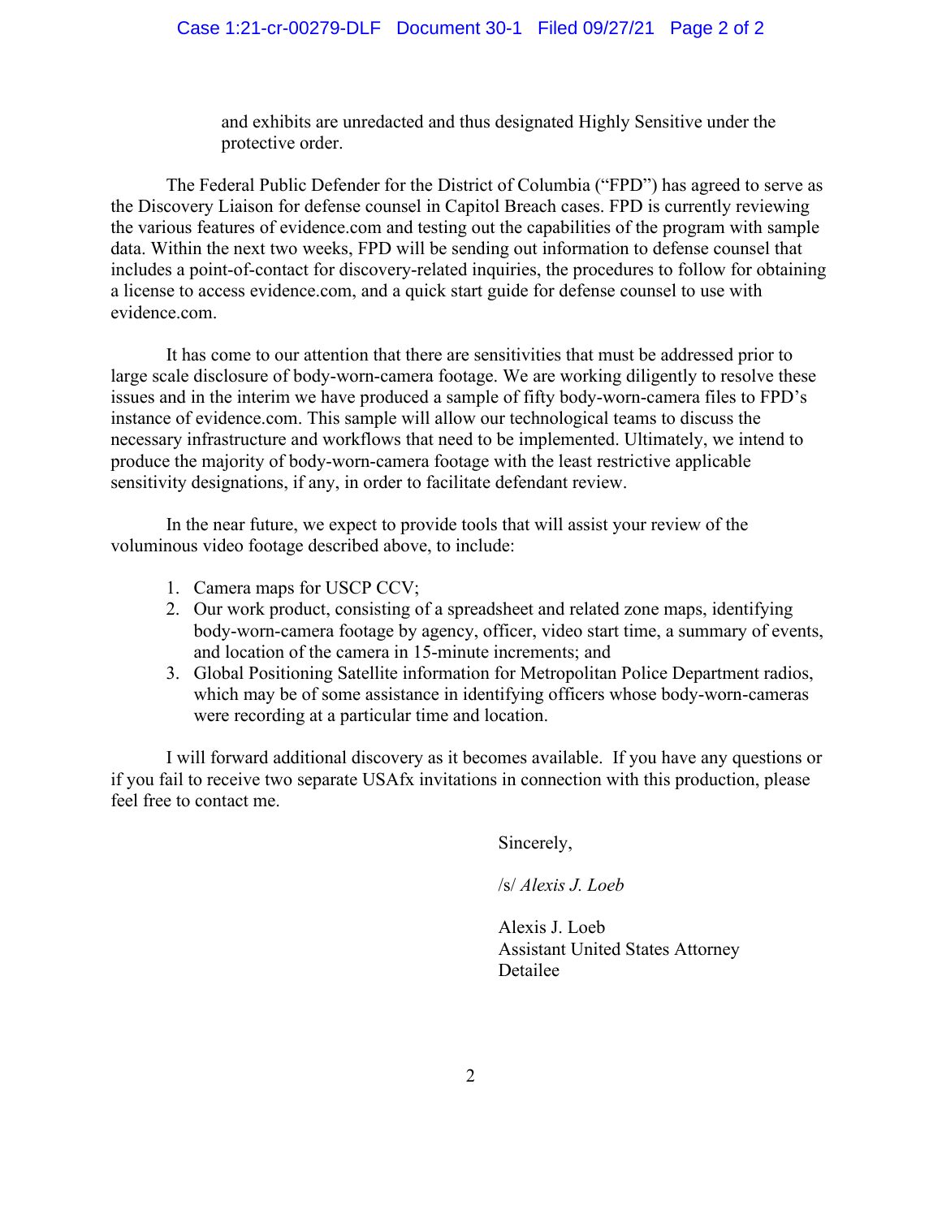and exhibits are unredacted and thus designated Highly Sensitive under the protective order.

The Federal Public Defender for the District of Columbia ("FPD") has agreed to serve as the Discovery Liaison for defense counsel in Capitol Breach cases. FPD is currently reviewing the various features of evidence.com and testing out the capabilities of the program with sample data. Within the next two weeks, FPD will be sending out information to defense counsel that includes a point-of-contact for discovery-related inquiries, the procedures to follow for obtaining a license to access evidence.com, and a quick start guide for defense counsel to use with evidence.com.

It has come to our attention that there are sensitivities that must be addressed prior to large scale disclosure of body-worn-camera footage. We are working diligently to resolve these issues and in the interim we have produced a sample of fifty body-worn-camera files to FPD's instance of evidence.com. This sample will allow our technological teams to discuss the necessary infrastructure and workflows that need to be implemented. Ultimately, we intend to produce the majority of body-worn-camera footage with the least restrictive applicable sensitivity designations, if any, in order to facilitate defendant review.

In the near future, we expect to provide tools that will assist your review of the voluminous video footage described above, to include:

1. Camera maps for USCP CCV;
2. Our work product, consisting of a spreadsheet and related zone maps, identifying body-worn-camera footage by agency, officer, video start time, a summary of events, and location of the camera in 15-minute increments; and
3. Global Positioning Satellite information for Metropolitan Police Department radios, which may be of some assistance in identifying officers whose body-worn-cameras were recording at a particular time and location.

I will forward additional discovery as it becomes available. If you have any questions or if you fail to receive two separate USAfx invitations in connection with this production, please feel free to contact me.

Sincerely,

/s/ *Alexis J. Loeb*

Alexis J. Loeb
Assistant United States Attorney
Detailee